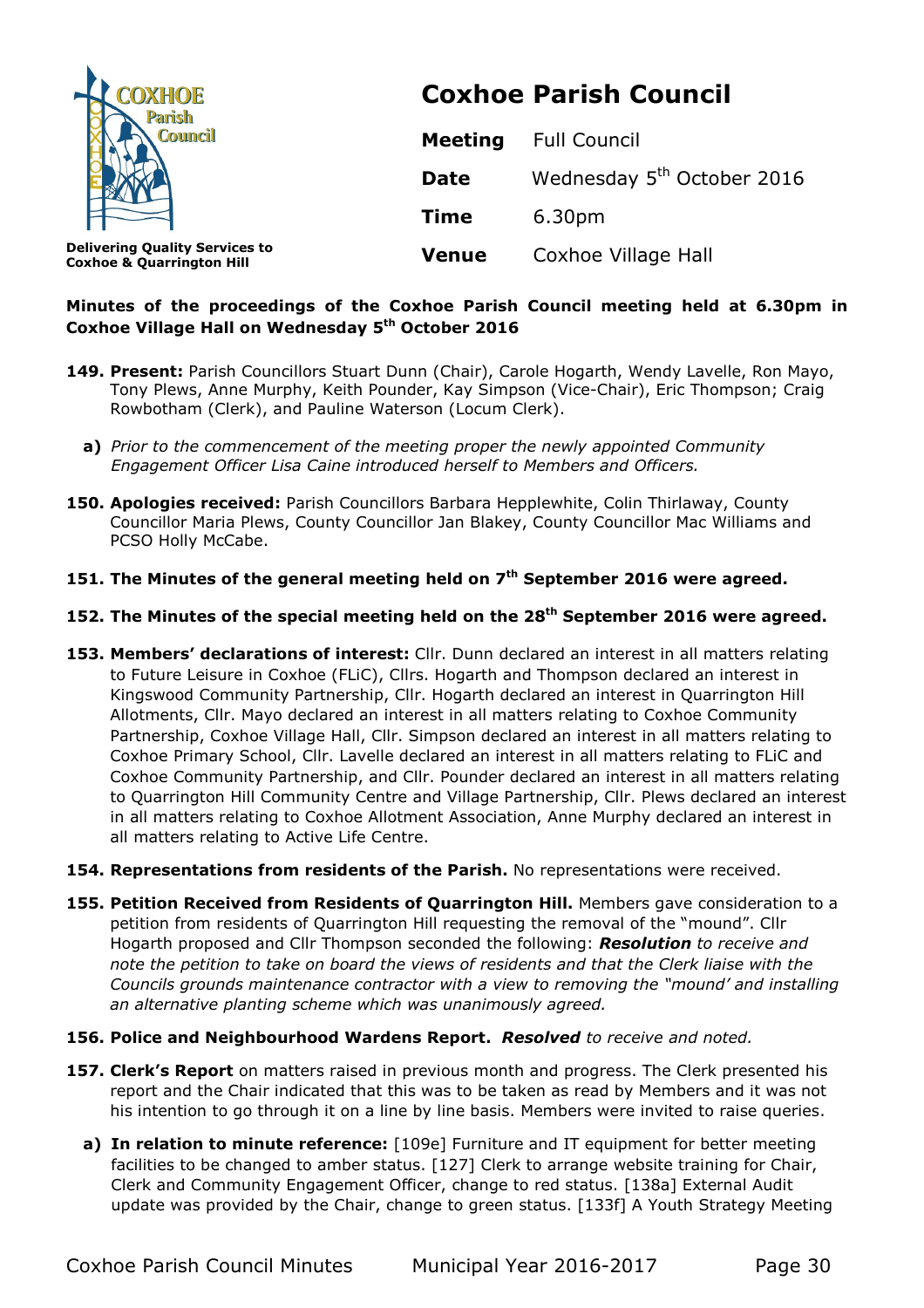# Coxhoe Parish Council

Delivering Quality Services to Coxhoe & Quarrington Hill

| | |
|---|---|
| **Meeting** | Full Council |
| **Date** | Wednesday 5th October 2016 |
| **Time** | 6.30pm |
| **Venue** | Coxhoe Village Hall |

**Minutes of the proceedings of the Coxhoe Parish Council meeting held at 6.30pm in Coxhoe Village Hall on Wednesday 5th October 2016**

**149. Present:** Parish Councillors Stuart Dunn (Chair), Carole Hogarth, Wendy Lavelle, Ron Mayo, Tony Plews, Anne Murphy, Keith Pounder, Kay Simpson (Vice-Chair), Eric Thompson; Craig Rowbotham (Clerk), and Pauline Waterson (Locum Clerk).

- **a)** *Prior to the commencement of the meeting proper the newly appointed Community Engagement Officer Lisa Caine introduced herself to Members and Officers.*

**150. Apologies received:** Parish Councillors Barbara Hepplewhite, Colin Thirlaway, County Councillor Maria Plews, County Councillor Jan Blakey, County Councillor Mac Williams and PCSO Holly McCabe.

**151. The Minutes of the general meeting held on 7th September 2016 were agreed.**

**152. The Minutes of the special meeting held on the 28th September 2016 were agreed.**

**153. Members' declarations of interest:** Cllr. Dunn declared an interest in all matters relating to Future Leisure in Coxhoe (FLiC), Cllrs. Hogarth and Thompson declared an interest in Kingswood Community Partnership, Cllr. Hogarth declared an interest in Quarrington Hill Allotments, Cllr. Mayo declared an interest in all matters relating to Coxhoe Community Partnership, Coxhoe Village Hall, Cllr. Simpson declared an interest in all matters relating to Coxhoe Primary School, Cllr. Lavelle declared an interest in all matters relating to FLiC and Coxhoe Community Partnership, and Cllr. Pounder declared an interest in all matters relating to Quarrington Hill Community Centre and Village Partnership, Cllr. Plews declared an interest in all matters relating to Coxhoe Allotment Association, Anne Murphy declared an interest in all matters relating to Active Life Centre.

**154. Representations from residents of the Parish.** No representations were received.

**155. Petition Received from Residents of Quarrington Hill.** Members gave consideration to a petition from residents of Quarrington Hill requesting the removal of the "mound". Cllr Hogarth proposed and Cllr Thompson seconded the following: ***Resolution*** *to receive and note the petition to take on board the views of residents and that the Clerk liaise with the Councils grounds maintenance contractor with a view to removing the "mound' and installing an alternative planting scheme which was unanimously agreed.*

**156. Police and Neighbourhood Wardens Report.** ***Resolved*** *to receive and noted.*

**157. Clerk's Report** on matters raised in previous month and progress. The Clerk presented his report and the Chair indicated that this was to be taken as read by Members and it was not his intention to go through it on a line by line basis. Members were invited to raise queries.

- **a) In relation to minute reference:** [109e] Furniture and IT equipment for better meeting facilities to be changed to amber status. [127] Clerk to arrange website training for Chair, Clerk and Community Engagement Officer, change to red status. [138a] External Audit update was provided by the Chair, change to green status. [133f] A Youth Strategy Meeting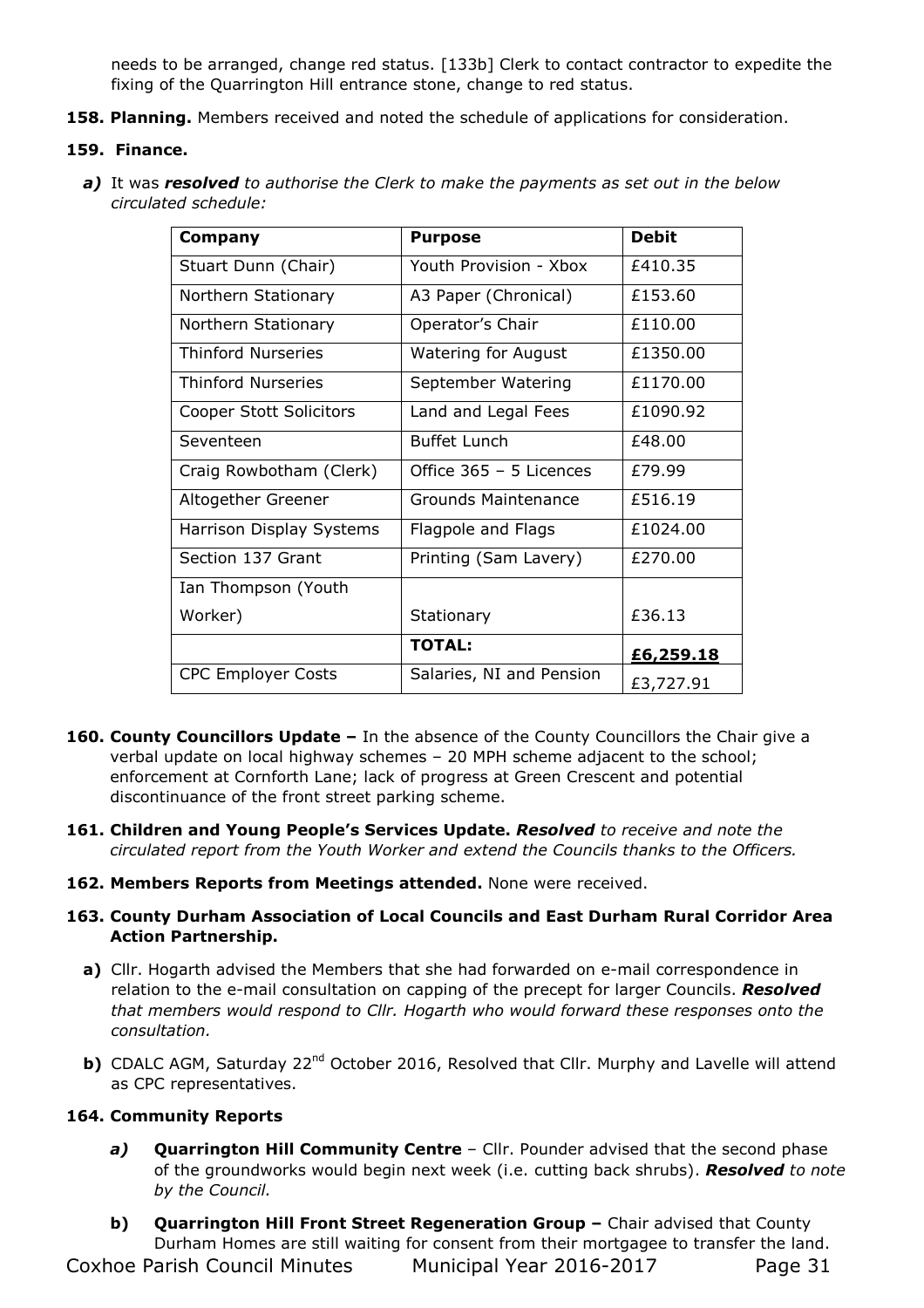needs to be arranged, change red status. [133b] Clerk to contact contractor to expedite the fixing of the Quarrington Hill entrance stone, change to red status.

**158. Planning.** Members received and noted the schedule of applications for consideration.

**159. Finance.**

***a)*** It was ***resolved*** *to authorise the Clerk to make the payments as set out in the below circulated schedule:*

| **Company** | **Purpose** | **Debit** |
|---|---|---|
| Stuart Dunn (Chair) | Youth Provision - Xbox | £410.35 |
| Northern Stationary | A3 Paper (Chronical) | £153.60 |
| Northern Stationary | Operator's Chair | £110.00 |
| Thinford Nurseries | Watering for August | £1350.00 |
| Thinford Nurseries | September Watering | £1170.00 |
| Cooper Stott Solicitors | Land and Legal Fees | £1090.92 |
| Seventeen | Buffet Lunch | £48.00 |
| Craig Rowbotham (Clerk) | Office 365 – 5 Licences | £79.99 |
| Altogether Greener | Grounds Maintenance | £516.19 |
| Harrison Display Systems | Flagpole and Flags | £1024.00 |
| Section 137 Grant | Printing (Sam Lavery) | £270.00 |
| Ian Thompson (Youth Worker) | Stationary | £36.13 |
| | **TOTAL:** | **£6,259.18** |
| CPC Employer Costs | Salaries, NI and Pension | £3,727.91 |

**160. County Councillors Update –** In the absence of the County Councillors the Chair give a verbal update on local highway schemes – 20 MPH scheme adjacent to the school; enforcement at Cornforth Lane; lack of progress at Green Crescent and potential discontinuance of the front street parking scheme.

**161. Children and Young People's Services Update.** ***Resolved*** *to receive and note the circulated report from the Youth Worker and extend the Councils thanks to the Officers.*

**162. Members Reports from Meetings attended.** None were received.

**163. County Durham Association of Local Councils and East Durham Rural Corridor Area Action Partnership.**

**a)** Cllr. Hogarth advised the Members that she had forwarded on e-mail correspondence in relation to the e-mail consultation on capping of the precept for larger Councils. ***Resolved*** *that members would respond to Cllr. Hogarth who would forward these responses onto the consultation.*

**b)** CDALC AGM, Saturday 22nd October 2016, Resolved that Cllr. Murphy and Lavelle will attend as CPC representatives.

**164. Community Reports**

***a)*** **Quarrington Hill Community Centre** – Cllr. Pounder advised that the second phase of the groundworks would begin next week (i.e. cutting back shrubs). ***Resolved*** *to note by the Council.*

**b)** **Quarrington Hill Front Street Regeneration Group –** Chair advised that County Durham Homes are still waiting for consent from their mortgagee to transfer the land.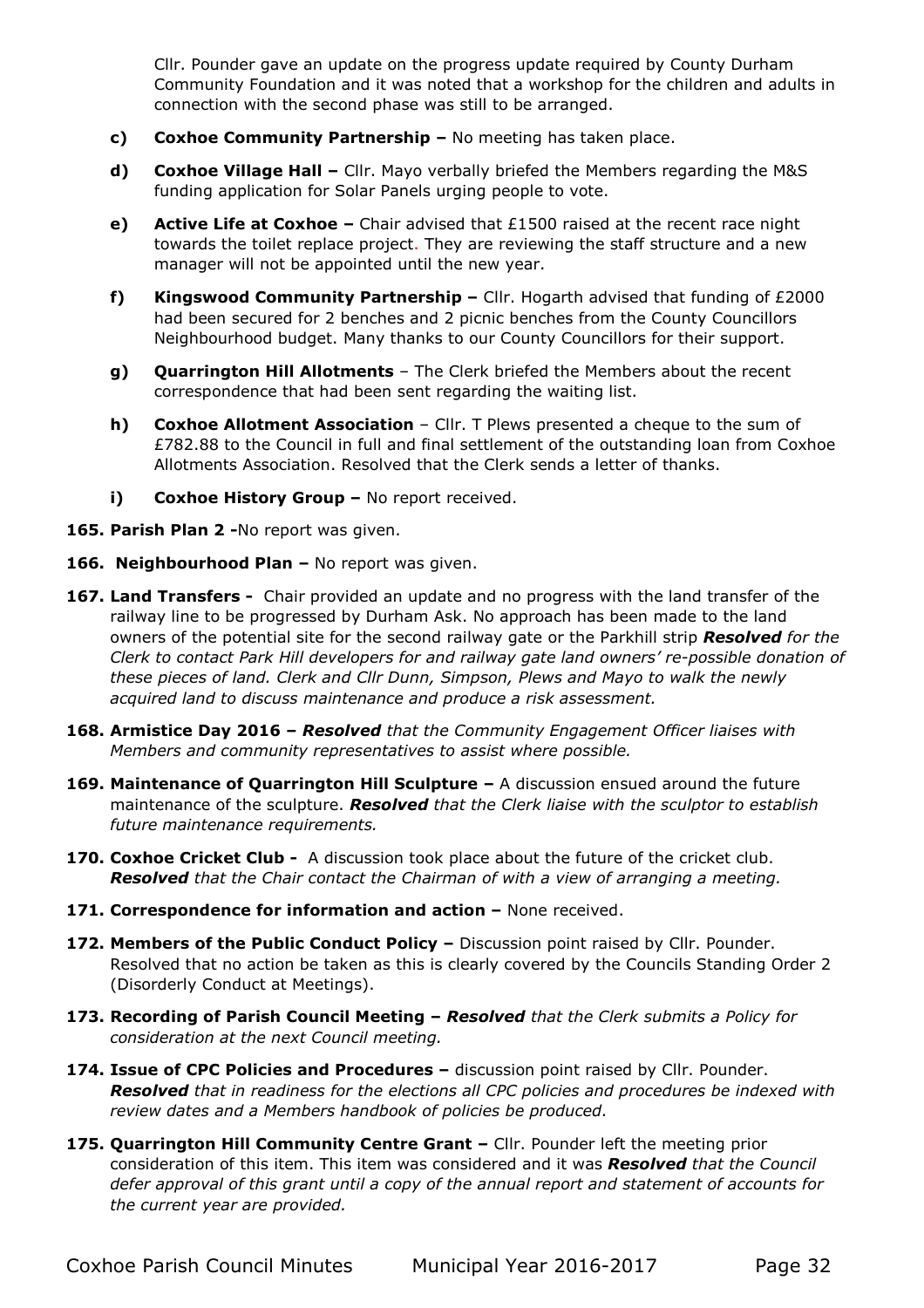Cllr. Pounder gave an update on the progress update required by County Durham Community Foundation and it was noted that a workshop for the children and adults in connection with the second phase was still to be arranged.

- **c) Coxhoe Community Partnership –** No meeting has taken place.
- **d) Coxhoe Village Hall –** Cllr. Mayo verbally briefed the Members regarding the M&S funding application for Solar Panels urging people to vote.
- **e) Active Life at Coxhoe –** Chair advised that £1500 raised at the recent race night towards the toilet replace project. They are reviewing the staff structure and a new manager will not be appointed until the new year.
- **f) Kingswood Community Partnership –** Cllr. Hogarth advised that funding of £2000 had been secured for 2 benches and 2 picnic benches from the County Councillors Neighbourhood budget. Many thanks to our County Councillors for their support.
- **g) Quarrington Hill Allotments** – The Clerk briefed the Members about the recent correspondence that had been sent regarding the waiting list.
- **h) Coxhoe Allotment Association** – Cllr. T Plews presented a cheque to the sum of £782.88 to the Council in full and final settlement of the outstanding loan from Coxhoe Allotments Association. Resolved that the Clerk sends a letter of thanks.
- **i) Coxhoe History Group –** No report received.

**165. Parish Plan 2 -**No report was given.

**166. Neighbourhood Plan –** No report was given.

**167. Land Transfers -** Chair provided an update and no progress with the land transfer of the railway line to be progressed by Durham Ask. No approach has been made to the land owners of the potential site for the second railway gate or the Parkhill strip ***Resolved*** *for the Clerk to contact Park Hill developers for and railway gate land owners' re-possible donation of these pieces of land. Clerk and Cllr Dunn, Simpson, Plews and Mayo to walk the newly acquired land to discuss maintenance and produce a risk assessment.*

**168. Armistice Day 2016 –** ***Resolved*** *that the Community Engagement Officer liaises with Members and community representatives to assist where possible.*

**169. Maintenance of Quarrington Hill Sculpture –** A discussion ensued around the future maintenance of the sculpture. ***Resolved*** *that the Clerk liaise with the sculptor to establish future maintenance requirements.*

**170. Coxhoe Cricket Club -** A discussion took place about the future of the cricket club. ***Resolved*** *that the Chair contact the Chairman of with a view of arranging a meeting.*

**171. Correspondence for information and action –** None received.

**172. Members of the Public Conduct Policy –** Discussion point raised by Cllr. Pounder. Resolved that no action be taken as this is clearly covered by the Councils Standing Order 2 (Disorderly Conduct at Meetings).

**173. Recording of Parish Council Meeting –** ***Resolved*** *that the Clerk submits a Policy for consideration at the next Council meeting.*

**174. Issue of CPC Policies and Procedures –** discussion point raised by Cllr. Pounder. ***Resolved*** *that in readiness for the elections all CPC policies and procedures be indexed with review dates and a Members handbook of policies be produced.*

**175. Quarrington Hill Community Centre Grant –** Cllr. Pounder left the meeting prior consideration of this item. This item was considered and it was ***Resolved*** *that the Council defer approval of this grant until a copy of the annual report and statement of accounts for the current year are provided.*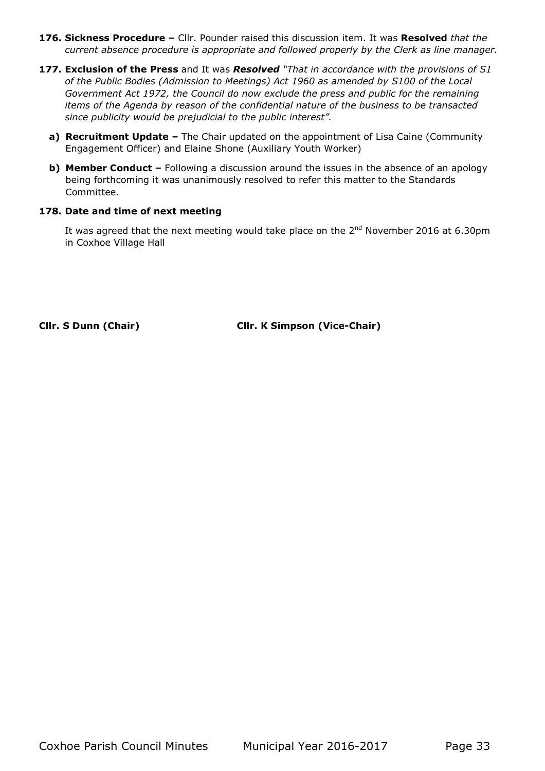**176. Sickness Procedure –** Cllr. Pounder raised this discussion item. It was **Resolved** *that the current absence procedure is appropriate and followed properly by the Clerk as line manager.*

**177. Exclusion of the Press** and It was ***Resolved*** *"That in accordance with the provisions of S1 of the Public Bodies (Admission to Meetings) Act 1960 as amended by S100 of the Local Government Act 1972, the Council do now exclude the press and public for the remaining items of the Agenda by reason of the confidential nature of the business to be transacted since publicity would be prejudicial to the public interest".*

**a) Recruitment Update –** The Chair updated on the appointment of Lisa Caine (Community Engagement Officer) and Elaine Shone (Auxiliary Youth Worker)

**b) Member Conduct –** Following a discussion around the issues in the absence of an apology being forthcoming it was unanimously resolved to refer this matter to the Standards Committee.

**178. Date and time of next meeting**

It was agreed that the next meeting would take place on the 2nd November 2016 at 6.30pm in Coxhoe Village Hall

**Cllr. S Dunn (Chair)** **Cllr. K Simpson (Vice-Chair)**